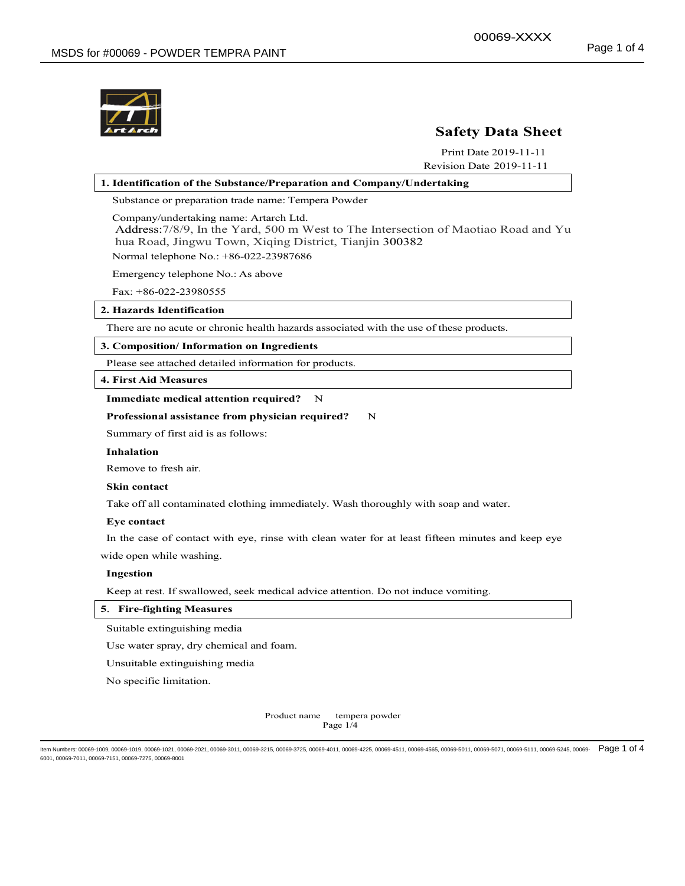# Safety Data Sheet

Print Date 2019-11-11

Revision Date 2019-11-11

## 1. Identification of the Substance/Preparation and Company/Undertaking

Substance or preparation trade name: Tempera Powder

Company/undertaking name: Artarch Ltd.

Address:7/8/9, In the Yard, 500 m West to The Intersection of Maotiao Road and Yu hua Road, Jingwu Town, Xiqing District, Tianjin 300382

Normal telephone No.: +86-022-23987686

Emergency telephone No.: As above

Fax: +86-022-23980555

## 2. Hazards Identification

There are no acute or chronic health hazards associated with the use of these products.

## 3. Composition/ Information on Ingredients

Please see attached detailed information for products.

## 4. First Aid Measures

**Immediate medical attention required?** N

**Professional assistance from physician required?** N

Summary of first aid is as follows:

**Inhalation**

Remove to fresh air.

**Skin contact**

Take off all contaminated clothing immediately. Wash thoroughly with soap and water.

**Eye contact**

In the case of contact with eye, rinse with clean water for at least fifteen minutes and keep eye wide open while washing.

**Ingestion**

Keep at rest. If swallowed, seek medical advice attention. Do not induce vomiting.

## 5. Fire-fighting Measures

Suitable extinguishing media

Use water spray, dry chemical and foam.

Unsuitable extinguishing media

No specific limitation.

Product name tempera powder

Item Numbers: 00069-1009, 00069-1019, 00069-1021, 00069-2021, 00069-3011, 00069-3215, 00069-3725, 00069-4011, 00069-4225, 00069-4511, 00069-4565, 00069-5011, 00069-5071, 00069-5111, 00069-5245, 00069-6001, 00069-7011, 00069-7151, 00069-7275, 00069-8001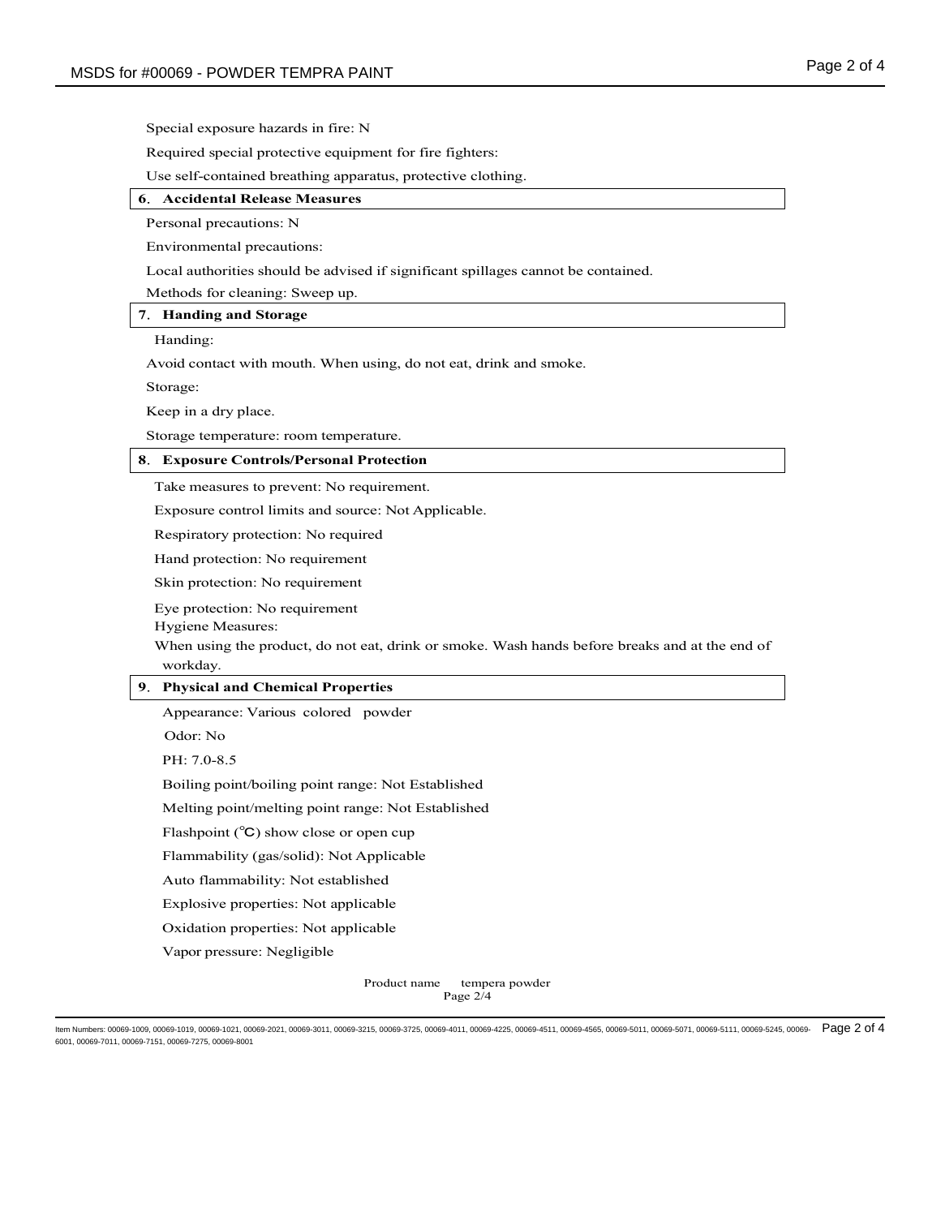Special exposure hazards in fire: N

Required special protective equipment for fire fighters:

Use self-contained breathing apparatus, protective clothing.

## 6. Accidental Release Measures

Personal precautions: N

Environmental precautions:

Local authorities should be advised if significant spillages cannot be contained.

Methods for cleaning: Sweep up.

## 7. Handing and Storage

Handing:

Avoid contact with mouth. When using, do not eat, drink and smoke.

Storage:

Keep in a dry place.

Storage temperature: room temperature.

## 8. Exposure Controls/Personal Protection

Take measures to prevent: No requirement.

Exposure control limits and source: Not Applicable.

Respiratory protection: No required

Hand protection: No requirement

Skin protection: No requirement

Eye protection: No requirement

Hygiene Measures:

When using the product, do not eat, drink or smoke. Wash hands before breaks and at the end of workday.

## 9. Physical and Chemical Properties

Appearance: Various colored powder

Odor: No

PH: 7.0-8.5

Boiling point/boiling point range: Not Established

Melting point/melting point range: Not Established

Flashpoint (℃) show close or open cup

Flammability (gas/solid): Not Applicable

Auto flammability: Not established

Explosive properties: Not applicable

Oxidation properties: Not applicable

Vapor pressure: Negligible

Product name tempera powder

Item Numbers: 00069-1009, 00069-1019, 00069-1021, 00069-2021, 00069-3011, 00069-3215, 00069-3725, 00069-4011, 00069-4225, 00069-4511, 00069-4565, 00069-5011, 00069-5071, 00069-5111, 00069-5245, 00069-6001, 00069-7011, 00069-7151, 00069-7275, 00069-8001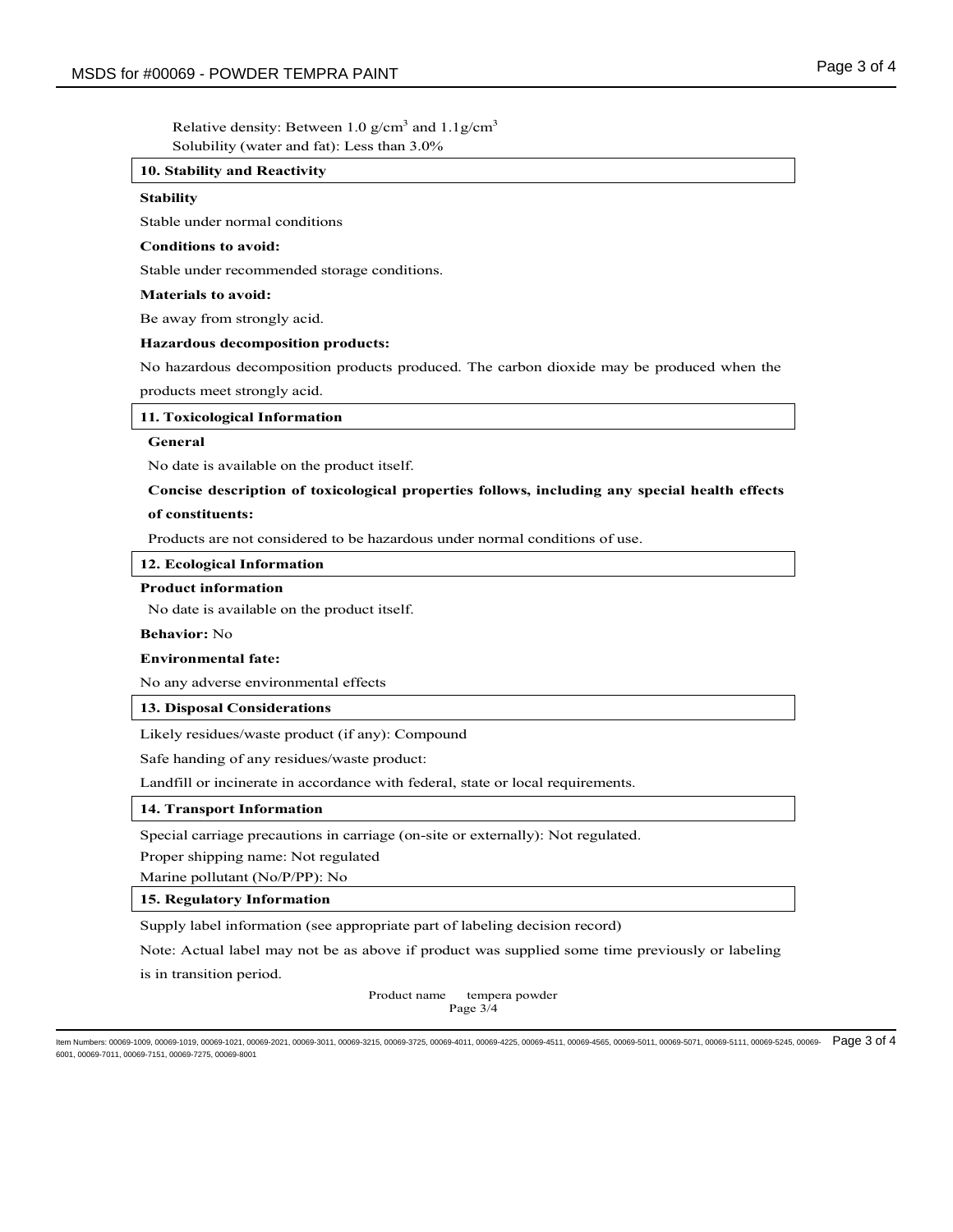Relative density: Between 1.0 g/cm$^3$ and 1.1g/cm$^3$

Solubility (water and fat): Less than 3.0%

## 10. Stability and Reactivity

**Stability**

Stable under normal conditions

**Conditions to avoid:**

Stable under recommended storage conditions.

**Materials to avoid:**

Be away from strongly acid.

**Hazardous decomposition products:**

No hazardous decomposition products produced. The carbon dioxide may be produced when the products meet strongly acid.

## 11. Toxicological Information

**General**

No date is available on the product itself.

**Concise description of toxicological properties follows, including any special health effects of constituents:**

Products are not considered to be hazardous under normal conditions of use.

## 12. Ecological Information

**Product information**

No date is available on the product itself.

**Behavior:** No

**Environmental fate:**

No any adverse environmental effects

## 13. Disposal Considerations

Likely residues/waste product (if any): Compound

Safe handing of any residues/waste product:

Landfill or incinerate in accordance with federal, state or local requirements.

## 14. Transport Information

Special carriage precautions in carriage (on-site or externally): Not regulated.

Proper shipping name: Not regulated

Marine pollutant (No/P/PP): No

## 15. Regulatory Information

Supply label information (see appropriate part of labeling decision record)

Note: Actual label may not be as above if product was supplied some time previously or labeling is in transition period.

Product name tempera powder

Item Numbers: 00069-1009, 00069-1019, 00069-1021, 00069-2021, 00069-3011, 00069-3215, 00069-3725, 00069-4011, 00069-4225, 00069-4511, 00069-4565, 00069-5011, 00069-5071, 00069-5111, 00069-5245, 00069-6001, 00069-7011, 00069-7151, 00069-7275, 00069-8001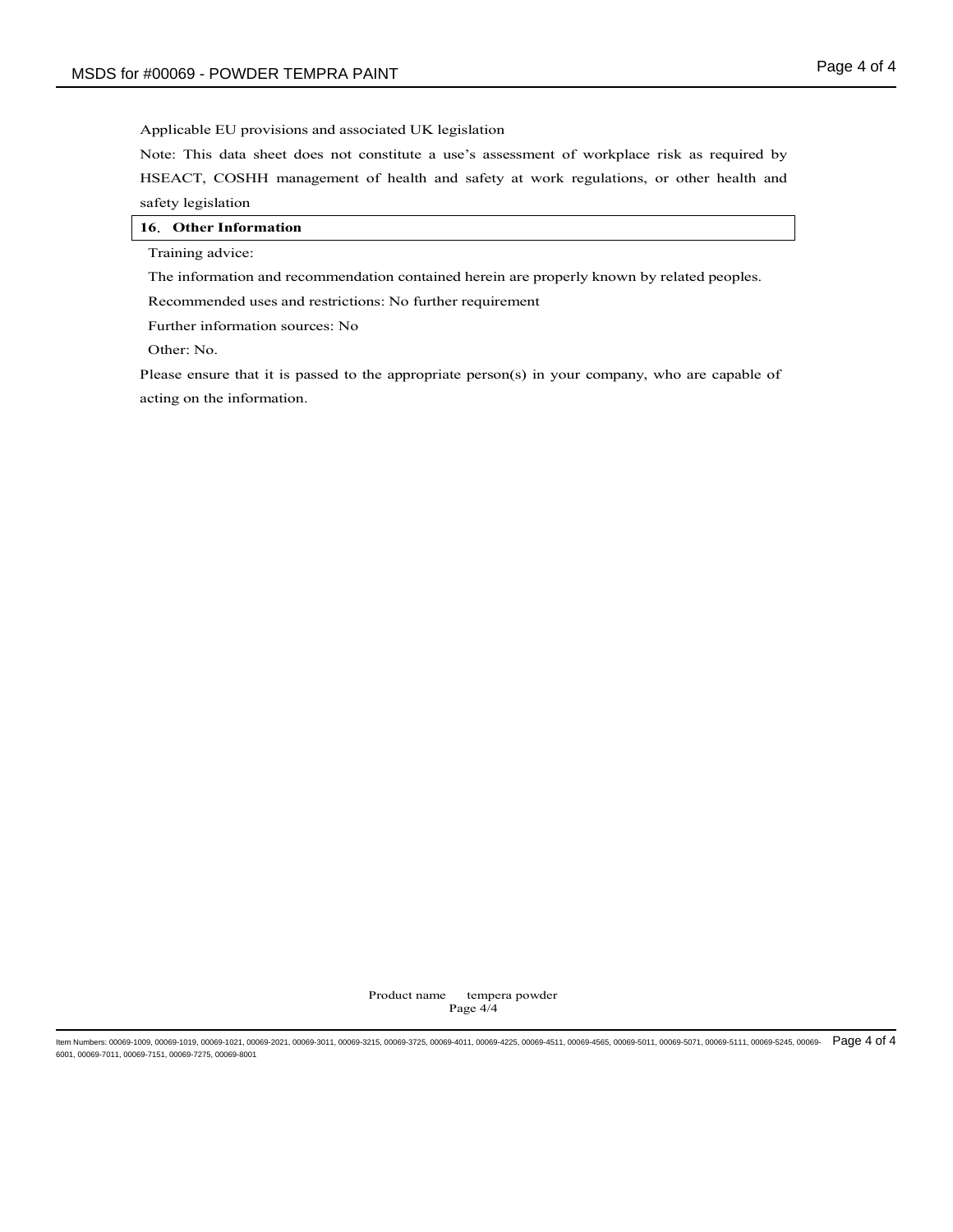Applicable EU provisions and associated UK legislation

Note: This data sheet does not constitute a use's assessment of workplace risk as required by HSEACT, COSHH management of health and safety at work regulations, or other health and safety legislation

## 16. Other Information

Training advice:

The information and recommendation contained herein are properly known by related peoples.

Recommended uses and restrictions: No further requirement

Further information sources: No

Other: No.

Please ensure that it is passed to the appropriate person(s) in your company, who are capable of acting on the information.

Product name tempera powder

Item Numbers: 00069-1009, 00069-1019, 00069-1021, 00069-2021, 00069-3011, 00069-3215, 00069-3725, 00069-4011, 00069-4225, 00069-4511, 00069-4565, 00069-5011, 00069-5071, 00069-5111, 00069-5245, 00069-6001, 00069-7011, 00069-7151, 00069-7275, 00069-8001